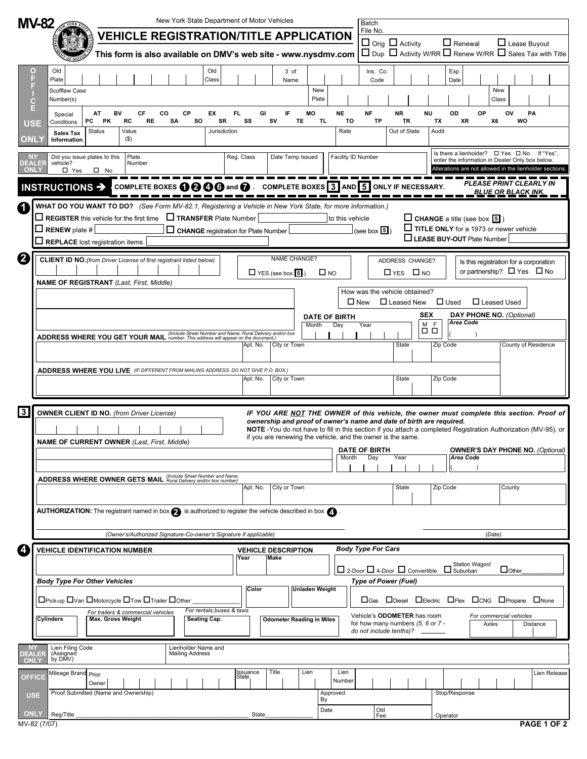# MV-82

New York State Department of Motor Vehicles

## VEHICLE REGISTRATION/TITLE APPLICATION

**This form is also available on DMV's web site - www.nysdmv.com**

Batch File No.

☐ Orig ☐ Activity ☐ Renewal ☐ Lease Buyout
☐ Dup ☐ Activity W/RR ☐ Renew W/RR ☐ Sales Tax with Title

**OFFICE USE ONLY**

Old Plate | Old Class | 3 of Name | Ins. Co. Code | Exp. Date

Scofflaw Case Number(s) | New Plate | New Class

Special Conditions: AT BV CF CO CP EX FL GI IF MO NE NF NR NU OD OP OV PA PC PK RC RE SA SO SR SS SV TE TL TO TP TR TX XR X6 WO

Sales Tax Information: Status | Value ($) | Jurisdiction | Rate | Out of State | Audit

**NY DEALER ONLY**

Did you issue plates to this vehicle? ☐ Yes ☐ No | Plate Number | Reg. Class | Date Temp Issued | Facility ID Number | Is there a lienholder? ☐ Yes ☐ No If "Yes", enter the information in Dealer Only box below. Alterations are not allowed in the lienholder sections.

**INSTRUCTIONS ➔ COMPLETE BOXES 1 2 4 6 and 7. COMPLETE BOXES 3 AND 5 ONLY IF NECESSARY.** *PLEASE PRINT CLEARLY IN BLUE OR BLACK INK.*

## 1

**WHAT DO YOU WANT TO DO?** *(See Form MV-82.1, Registering a Vehicle in New York State, for more information.)*

- ☐ **REGISTER** this vehicle for the first time
- ☐ **TRANSFER** Plate Number ______ to this vehicle
- ☐ **CHANGE** a title (see box 5)
- ☐ **RENEW** plate # ______
- ☐ **CHANGE** registration for Plate Number ______ (see box 5)
- ☐ **TITLE ONLY** for a 1973 or newer vehicle
- ☐ **REPLACE** lost registration items ______
- ☐ **LEASE BUY-OUT** Plate Number ______

## 2

**CLIENT ID NO.** *(from Driver License of first registrant listed below)*

NAME CHANGE? ☐ YES (see box 5) ☐ NO

ADDRESS CHANGE? ☐ YES ☐ NO

Is this registration for a corporation or partnership? ☐ Yes ☐ No

**NAME OF REGISTRANT** *(Last, First, Middle)*

How was the vehicle obtained? ☐ New ☐ Leased New ☐ Used ☐ Leased Used

**DATE OF BIRTH** Month | Day | Year

**SEX** M ☐ F ☐

**DAY PHONE NO.** *(Optional)* *Area Code* (   )

**ADDRESS WHERE YOU GET YOUR MAIL** *(Include Street Number and Name, Rural Delivery and/or box number. This address will appear on the document.)*

Apt. No. | City or Town | State | Zip Code | County of Residence

**ADDRESS WHERE YOU LIVE** *(IF DIFFERENT FROM MAILING ADDRESS. DO NOT GIVE P.O. BOX.)*

Apt. No. | City or Town | State | Zip Code

## 3

**OWNER CLIENT ID NO.** *(from Driver License)*

***IF YOU ARE NOT THE OWNER of this vehicle, the owner must complete this section. Proof of ownership and proof of owner's name and date of birth are required.***

**NOTE** -You do not have to fill in this section if you attach a completed Registration Authorization (MV-95), or if you are renewing the vehicle, and the owner is the same.

**NAME OF CURRENT OWNER** *(Last, First, Middle)*

**DATE OF BIRTH** Month | Day | Year

**OWNER'S DAY PHONE NO.** *(Optional)* *Area Code* (   )

**ADDRESS WHERE OWNER GETS MAIL** *(Include Street Number and Name, Rural Delivery and/or box number)*

Apt. No. | City or Town | State | Zip Code | County

**AUTHORIZATION:** The registrant named in box 2 is authorized to register the vehicle described in box 4.

*(Owner's/Authorized Signature-Co-owner's Signature if applicable)* ______ *(Date)* ______

## 4

**VEHICLE IDENTIFICATION NUMBER**

**VEHICLE DESCRIPTION** Year | Make

***Body Type For Cars*** ☐ 2-Door ☐ 4-Door ☐ Convertible ☐ Station Wagon/ Suburban ☐ Other______

***Body Type For Other Vehicles*** ☐ Pick-up ☐ Van ☐ Motorcycle ☐ Tow ☐ Trailer ☐ Other ______

**Color** | **Unladen Weight**

***Type of Power (Fuel)*** ☐ Gas ☐ Diesel ☐ Electric ☐ Flex ☐ CNG ☐ Propane ☐ None

**Cylinders** | *For trailers & commercial vehicles* **Max. Gross Weight** | *For rentals, buses & taxis* **Seating Cap.** | **Odometer Reading in Miles**

Vehicle's **ODOMETER** has room for how many numbers *(5, 6 or 7 - do not include tenths)?* ______

*For commercial vehicles* Axles | Distance

**NY DEALER ONLY**

Lien Filing Code (Assigned by DMV) | Lienholder Name and Mailing Address

**OFFICE USE ONLY**

Mileage Brand | Prior Owner | Issuance State | Title | Lien | Lien Number | Lien Release

Proof Submitted (Name and Ownership) | Approved By | Stop/Response

Reg/Title ______ State ______ | Date | Old Fee | Operator

MV-82 (7/07)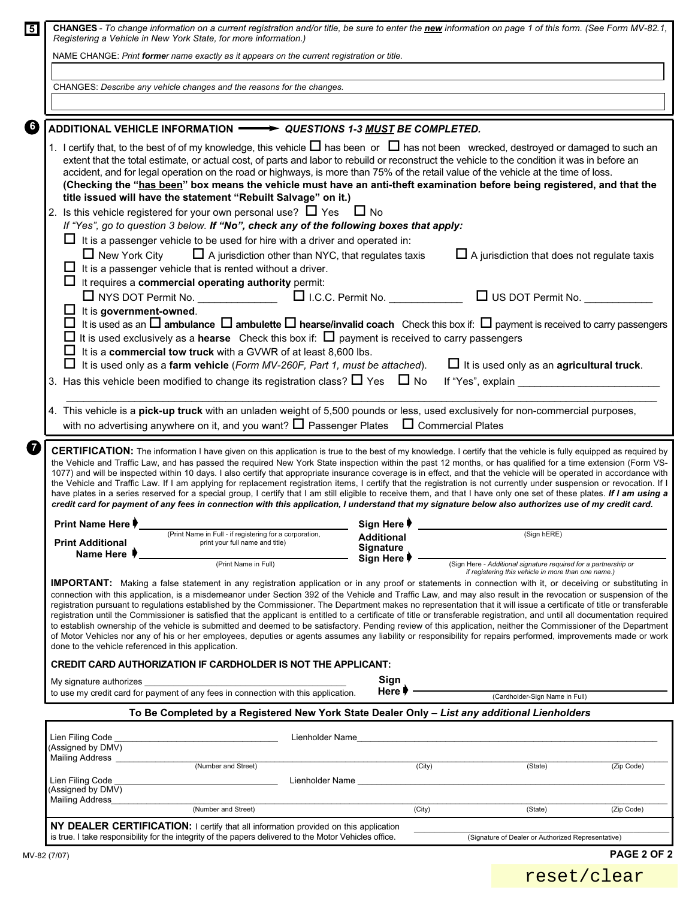**5**

**CHANGES** - *To change information on a current registration and/or title, be sure to enter the **new** information on page 1 of this form. (See Form MV-82.1, Registering a Vehicle in New York State, for more information.)*

NAME CHANGE: *Print **forme**r name exactly as it appears on the current registration or title.*

CHANGES: *Describe any vehicle changes and the reasons for the changes.*

**6**

## ADDITIONAL VEHICLE INFORMATION → *QUESTIONS 1-3 MUST BE COMPLETED.*

1. I certify that, to the best of of my knowledge, this vehicle ☐ has been or ☐ has not been wrecked, destroyed or damaged to such an extent that the total estimate, or actual cost, of parts and labor to rebuild or reconstruct the vehicle to the condition it was in before an accident, and for legal operation on the road or highways, is more than 75% of the retail value of the vehicle at the time of loss. **(Checking the "has been" box means the vehicle must have an anti-theft examination before being registered, and that the title issued will have the statement "Rebuilt Salvage" on it.)**
2. Is this vehicle registered for your own personal use? ☐ Yes ☐ No
   *If "Yes", go to question 3 below. **If "No", check any of the following boxes that apply:***
   - ☐ It is a passenger vehicle to be used for hire with a driver and operated in:
     ☐ New York City ☐ A jurisdiction other than NYC, that regulates taxis ☐ A jurisdiction that does not regulate taxis
   - ☐ It is a passenger vehicle that is rented without a driver.
   - ☐ It requires a **commercial operating authority** permit:
     ☐ NYS DOT Permit No. ____________ ☐ I.C.C. Permit No. ____________ ☐ US DOT Permit No. ____________
   - ☐ It is **government-owned**.
   - ☐ It is used as an ☐ **ambulance** ☐ **ambulette** ☐ **hearse/invalid coach** Check this box if: ☐ payment is received to carry passengers
   - ☐ It is used exclusively as a **hearse** Check this box if: ☐ payment is received to carry passengers
   - ☐ It is a **commercial tow truck** with a GVWR of at least 8,600 lbs.
   - ☐ It is used only as a **farm vehicle** (*Form MV-260F, Part 1, must be attached*). ☐ It is used only as an **agricultural truck**.
3. Has this vehicle been modified to change its registration class? ☐ Yes ☐ No If "Yes", explain ________________________
4. This vehicle is a **pick-up truck** with an unladen weight of 5,500 pounds or less, used exclusively for non-commercial purposes, with no advertising anywhere on it, and you want? ☐ Passenger Plates ☐ Commercial Plates

**7**

**CERTIFICATION:** The information I have given on this application is true to the best of my knowledge. I certify that the vehicle is fully equipped as required by the Vehicle and Traffic Law, and has passed the required New York State inspection within the past 12 months, or has qualified for a time extension (Form VS-1077) and will be inspected within 10 days. I also certify that appropriate insurance coverage is in effect, and that the vehicle will be operated in accordance with the Vehicle and Traffic Law. If I am applying for replacement registration items, I certify that the registration is not currently under suspension or revocation. If I have plates in a series reserved for a special group, I certify that I am still eligible to receive them, and that I have only one set of these plates. ***If I am using a credit card for payment of any fees in connection with this application, I understand that my signature below also authorizes use of my credit card.***

**Print Name Here** ________________________ (Print Name in Full - if registering for a corporation, print your full name and title)

**Sign Here** ________________________ (Sign hERE)

**Print Additional Name Here** ________________________ (Print Name in Full)

**Additional Signature Sign Here** ________________________ (Sign Here - *Additional signature required for a partnership or if registering this vehicle in more than one name.)*

**IMPORTANT:** Making a false statement in any registration application or in any proof or statements in connection with it, or deceiving or substituting in connection with this application, is a misdemeanor under Section 392 of the Vehicle and Traffic Law, and may also result in the revocation or suspension of the registration pursuant to regulations established by the Commissioner. The Department makes no representation that it will issue a certificate of title or transferable registration until the Commissioner is satisfied that the applicant is entitled to a certificate of title or transferable registration, and until all documentation required to establish ownership of the vehicle is submitted and deemed to be satisfactory. Pending review of this application, neither the Commissioner of the Department of Motor Vehicles nor any of his or her employees, deputies or agents assumes any liability or responsibility for repairs performed, improvements made or work done to the vehicle referenced in this application.

**CREDIT CARD AUTHORIZATION IF CARDHOLDER IS NOT THE APPLICANT:**

My signature authorizes ________________________________ to use my credit card for payment of any fees in connection with this application.

**Sign Here** ________________________ (Cardholder-Sign Name in Full)

**To Be Completed by a Registered New York State Dealer Only** – *List any additional Lienholders*

Lien Filing Code ____________________ (Assigned by DMV) Lienholder Name ______________________________
Mailing Address ______________________________
(Number and Street) (City) (State) (Zip Code)

Lien Filing Code ____________________ (Assigned by DMV) Lienholder Name ______________________________
Mailing Address ______________________________
(Number and Street) (City) (State) (Zip Code)

**NY DEALER CERTIFICATION:** I certify that all information provided on this application is true. I take responsibility for the integrity of the papers delivered to the Motor Vehicles office.

________________________ (Signature of Dealer or Authorized Representative)

MV-82 (7/07)

reset/clear